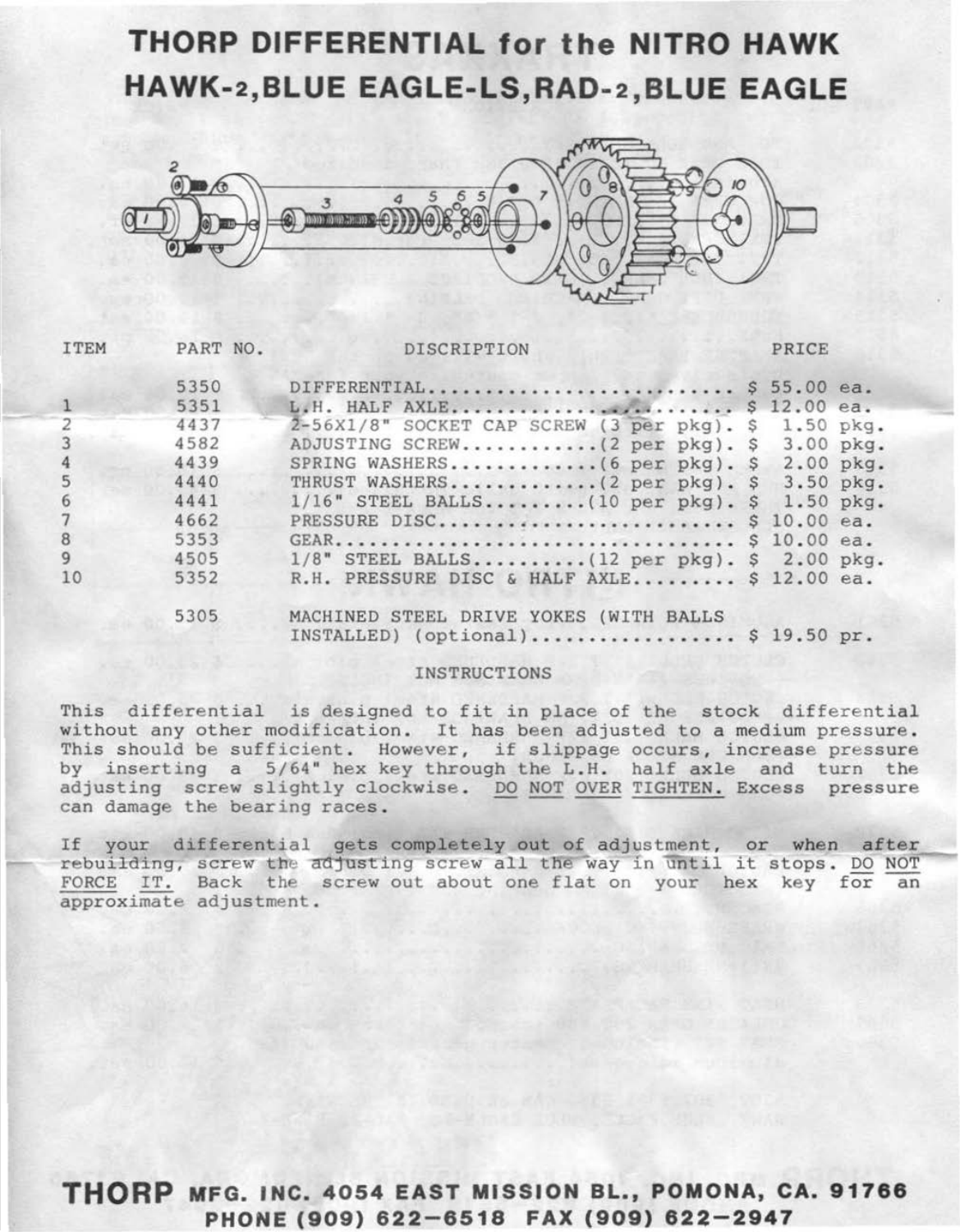# THORP DIFFERENTIAL for the NITRO HAWK
# HAWK-2, BLUE EAGLE-LS, RAD-2, BLUE EAGLE

| ITEM | PART NO. | DISCRIPTION | PRICE |
|---|---|---|---|
| | 5350 | DIFFERENTIAL | $ 55.00 ea. |
| 1 | 5351 | L.H. HALF AXLE | $ 12.00 ea. |
| 2 | 4437 | 2-56X1/8" SOCKET CAP SCREW (3 per pkg). | $ 1.50 pkg. |
| 3 | 4582 | ADJUSTING SCREW (2 per pkg). | $ 3.00 pkg. |
| 4 | 4439 | SPRING WASHERS (6 per pkg). | $ 2.00 pkg. |
| 5 | 4440 | THRUST WASHERS (2 per pkg). | $ 3.50 pkg. |
| 6 | 4441 | 1/16" STEEL BALLS (10 per pkg). | $ 1.50 pkg. |
| 7 | 4662 | PRESSURE DISC | $ 10.00 ea. |
| 8 | 5353 | GEAR | $ 10.00 ea. |
| 9 | 4505 | 1/8" STEEL BALLS (12 per pkg). | $ 2.00 pkg. |
| 10 | 5352 | R.H. PRESSURE DISC & HALF AXLE | $ 12.00 ea. |
| | 5305 | MACHINED STEEL DRIVE YOKES (WITH BALLS INSTALLED) (optional) | $ 19.50 pr. |

## INSTRUCTIONS

This differential is designed to fit in place of the stock differential without any other modification. It has been adjusted to a medium pressure. This should be sufficient. However, if slippage occurs, increase pressure by inserting a 5/64" hex key through the L.H. half axle and turn the adjusting screw slightly clockwise. DO NOT OVER TIGHTEN. Excess pressure can damage the bearing races.

If your differential gets completely out of adjustment, or when after rebuilding, screw the adjusting screw all the way in until it stops. DO NOT FORCE IT. Back the screw out about one flat on your hex key for an approximate adjustment.

**THORP MFG. INC. 4054 EAST MISSION BL., POMONA, CA. 91766**
**PHONE (909) 622-6518 FAX (909) 622-2947**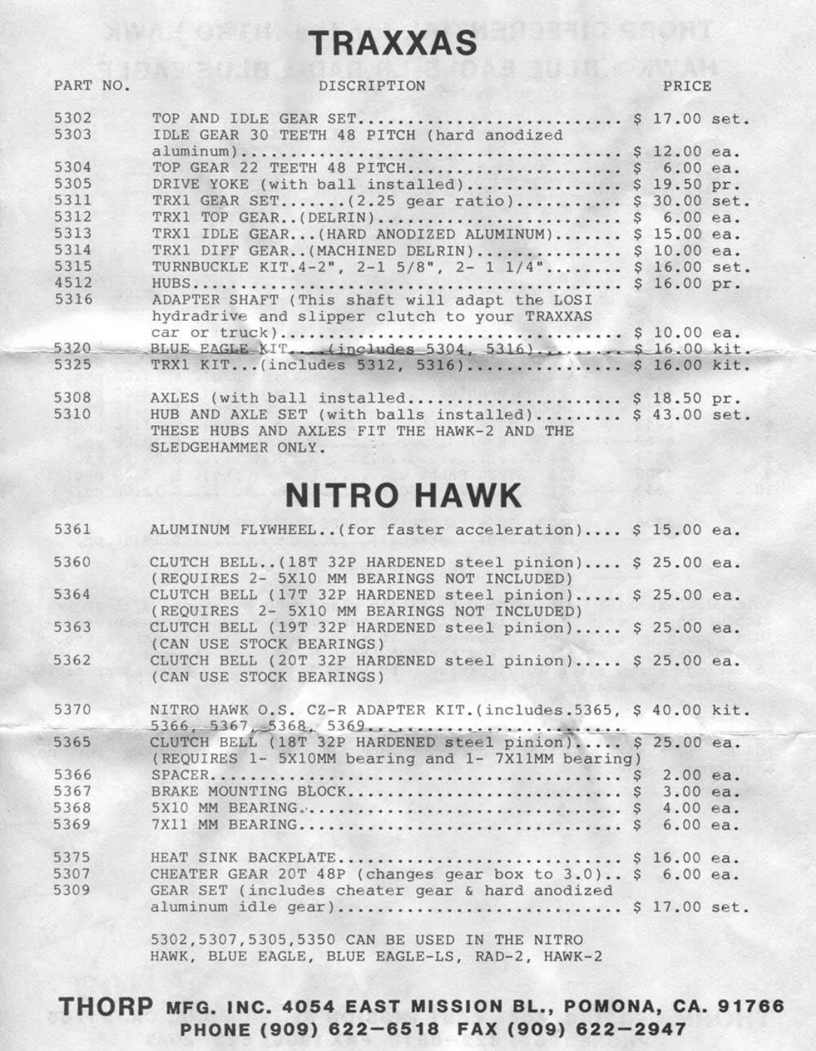# TRAXXAS

| PART NO. | DISCRIPTION | PRICE |
|---|---|---|
| 5302 | TOP AND IDLE GEAR SET.......................... | $ 17.00 set. |
| 5303 | IDLE GEAR 30 TEETH 48 PITCH (hard anodized aluminum)...................................... | $ 12.00 ea. |
| 5304 | TOP GEAR 22 TEETH 48 PITCH..................... | $ 6.00 ea. |
| 5305 | DRIVE YOKE (with ball installed)................ | $ 19.50 pr. |
| 5311 | TRX1 GEAR SET.......(2.25 gear ratio)........... | $ 30.00 set. |
| 5312 | TRX1 TOP GEAR..(DELRIN)......................... | $ 6.00 ea. |
| 5313 | TRX1 IDLE GEAR...(HARD ANODIZED ALUMINUM)....... | $ 15.00 ea. |
| 5314 | TRX1 DIFF GEAR..(MACHINED DELRIN)............... | $ 10.00 ea. |
| 5315 | TURNBUCKLE KIT.4-2", 2-1 5/8", 2- 1 1/4"........ | $ 16.00 set. |
| 4512 | HUBS............................................ | $ 16.00 pr. |
| 5316 | ADAPTER SHAFT (This shaft will adapt the LOSI hydradrive and slipper clutch to your TRAXXAS car or truck)................................. | $ 10.00 ea. |
| 5320 | BLUE EAGLE KIT.....(includes 5304, 5316)........ | $ 16.00 kit. |
| 5325 | TRX1 KIT...(includes 5312, 5316)................ | $ 16.00 kit. |
| 5308 | AXLES (with ball installed...................... | $ 18.50 pr. |
| 5310 | HUB AND AXLE SET (with balls installed)......... | $ 43.00 set. |

THESE HUBS AND AXLES FIT THE HAWK-2 AND THE SLEDGEHAMMER ONLY.

# NITRO HAWK

| PART NO. | DISCRIPTION | PRICE |
|---|---|---|
| 5361 | ALUMINUM FLYWHEEL..(for faster acceleration).... | $ 15.00 ea. |
| 5360 | CLUTCH BELL..(18T 32P HARDENED steel pinion).... (REQUIRES 2- 5X10 MM BEARINGS NOT INCLUDED) | $ 25.00 ea. |
| 5364 | CLUTCH BELL (17T 32P HARDENED steel pinion)..... (REQUIRES 2- 5X10 MM BEARINGS NOT INCLUDED) | $ 25.00 ea. |
| 5363 | CLUTCH BELL (19T 32P HARDENED steel pinion)..... (CAN USE STOCK BEARINGS) | $ 25.00 ea. |
| 5362 | CLUTCH BELL (20T 32P HARDENED steel pinion)..... (CAN USE STOCK BEARINGS) | $ 25.00 ea. |
| 5370 | NITRO HAWK O.S. CZ-R ADAPTER KIT.(includes.5365, 5366, 5367, 5368, 5369......................... | $ 40.00 kit. |
| 5365 | CLUTCH BELL (18T 32P HARDENED steel pinion)..... (REQUIRES 1- 5X10MM bearing and 1- 7X11MM bearing) | $ 25.00 ea. |
| 5366 | SPACER.......................................... | $ 2.00 ea. |
| 5367 | BRAKE MOUNTING BLOCK............................ | $ 3.00 ea. |
| 5368 | 5X10 MM BEARING................................. | $ 4.00 ea. |
| 5369 | 7X11 MM BEARING................................. | $ 6.00 ea. |
| 5375 | HEAT SINK BACKPLATE............................. | $ 16.00 ea. |
| 5307 | CHEATER GEAR 20T 48P (changes gear box to 3.0).. | $ 6.00 ea. |
| 5309 | GEAR SET (includes cheater gear & hard anodized aluminum idle gear)............................ | $ 17.00 set. |

5302,5307,5305,5350 CAN BE USED IN THE NITRO HAWK, BLUE EAGLE, BLUE EAGLE-LS, RAD-2, HAWK-2

**THORP MFG. INC. 4054 EAST MISSION BL., POMONA, CA. 91766**
**PHONE (909) 622-6518 FAX (909) 622-2947**